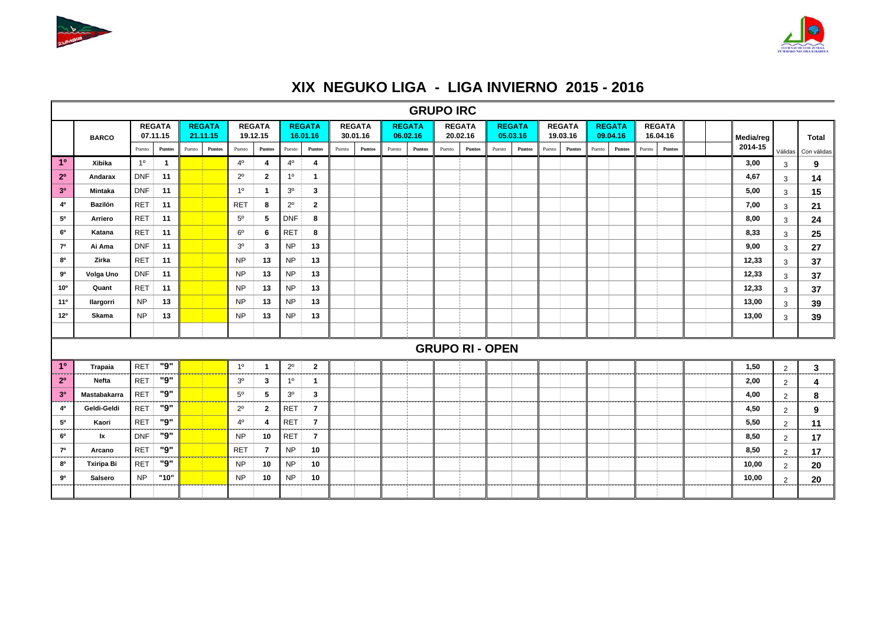# XIX NEGUKO LIGA - LIGA INVIERNO 2015 - 2016

## GRUPO IRC

| | BARCO | REGATA 07.11.15 | | REGATA 21.11.15 | | REGATA 19.12.15 | | REGATA 16.01.16 | | REGATA 30.01.16 | | REGATA 06.02.16 | | REGATA 20.02.16 | | REGATA 05.03.16 | | REGATA 19.03.16 | | REGATA 09.04.16 | | REGATA 16.04.16 | | | | Media/reg 2014-15 | | Total |
|---|---|---|---|---|---|---|---|---|---|---|---|---|---|---|---|---|---|---|---|---|---|---|---|---|---|---|---|---|
| | | Puesto | Puntos | Puesto | Puntos | Puesto | Puntos | Puesto | Puntos | Puesto | Puntos | Puesto | Puntos | Puesto | Puntos | Puesto | Puntos | Puesto | Puntos | Puesto | Puntos | Puesto | Puntos | | | | Válidas | Con válidas |
| 1º | Xibika | 1º | 1 | | | 4º | 4 | 4º | 4 | | | | | | | | | | | | | | | | | 3,00 | 3 | 9 |
| 2º | Andarax | DNF | 11 | | | 2º | 2 | 1º | 1 | | | | | | | | | | | | | | | | | 4,67 | 3 | 14 |
| 3º | Mintaka | DNF | 11 | | | 1º | 1 | 3º | 3 | | | | | | | | | | | | | | | | | 5,00 | 3 | 15 |
| 4º | Bazilón | RET | 11 | | | RET | 8 | 2º | 2 | | | | | | | | | | | | | | | | | 7,00 | 3 | 21 |
| 5º | Arriero | RET | 11 | | | 5º | 5 | DNF | 8 | | | | | | | | | | | | | | | | | 8,00 | 3 | 24 |
| 6º | Katana | RET | 11 | | | 6º | 6 | RET | 8 | | | | | | | | | | | | | | | | | 8,33 | 3 | 25 |
| 7º | Ai Ama | DNF | 11 | | | 3º | 3 | NP | 13 | | | | | | | | | | | | | | | | | 9,00 | 3 | 27 |
| 8º | Zirka | RET | 11 | | | NP | 13 | NP | 13 | | | | | | | | | | | | | | | | | 12,33 | 3 | 37 |
| 9º | Volga Uno | DNF | 11 | | | NP | 13 | NP | 13 | | | | | | | | | | | | | | | | | 12,33 | 3 | 37 |
| 10º | Quant | RET | 11 | | | NP | 13 | NP | 13 | | | | | | | | | | | | | | | | | 12,33 | 3 | 37 |
| 11º | Ilargorri | NP | 13 | | | NP | 13 | NP | 13 | | | | | | | | | | | | | | | | | 13,00 | 3 | 39 |
| 12º | Skama | NP | 13 | | | NP | 13 | NP | 13 | | | | | | | | | | | | | | | | | 13,00 | 3 | 39 |

## GRUPO RI - OPEN

| | BARCO | REGATA 07.11.15 | | REGATA 21.11.15 | | REGATA 19.12.15 | | REGATA 16.01.16 | | REGATA 30.01.16 | | REGATA 06.02.16 | | REGATA 20.02.16 | | REGATA 05.03.16 | | REGATA 19.03.16 | | REGATA 09.04.16 | | REGATA 16.04.16 | | | | Media/reg 2014-15 | Válidas | Total Con válidas |
|---|---|---|---|---|---|---|---|---|---|---|---|---|---|---|---|---|---|---|---|---|---|---|---|---|---|---|---|---|
| 1º | Trapaia | RET | "9" | | | 1º | 1 | 2º | 2 | | | | | | | | | | | | | | | | | 1,50 | 2 | 3 |
| 2º | Nefta | RET | "9" | | | 3º | 3 | 1º | 1 | | | | | | | | | | | | | | | | | 2,00 | 2 | 4 |
| 3º | Mastabakarra | RET | "9" | | | 5º | 5 | 3º | 3 | | | | | | | | | | | | | | | | | 4,00 | 2 | 8 |
| 4º | Geldi-Geldi | RET | "9" | | | 2º | 2 | RET | 7 | | | | | | | | | | | | | | | | | 4,50 | 2 | 9 |
| 5º | Kaori | RET | "9" | | | 4º | 4 | RET | 7 | | | | | | | | | | | | | | | | | 5,50 | 2 | 11 |
| 6º | Ix | DNF | "9" | | | NP | 10 | RET | 7 | | | | | | | | | | | | | | | | | 8,50 | 2 | 17 |
| 7º | Arcano | RET | "9" | | | RET | 7 | NP | 10 | | | | | | | | | | | | | | | | | 8,50 | 2 | 17 |
| 8º | Txiripa Bi | RET | "9" | | | NP | 10 | NP | 10 | | | | | | | | | | | | | | | | | 10,00 | 2 | 20 |
| 9º | Salsero | NP | "10" | | | NP | 10 | NP | 10 | | | | | | | | | | | | | | | | | 10,00 | 2 | 20 |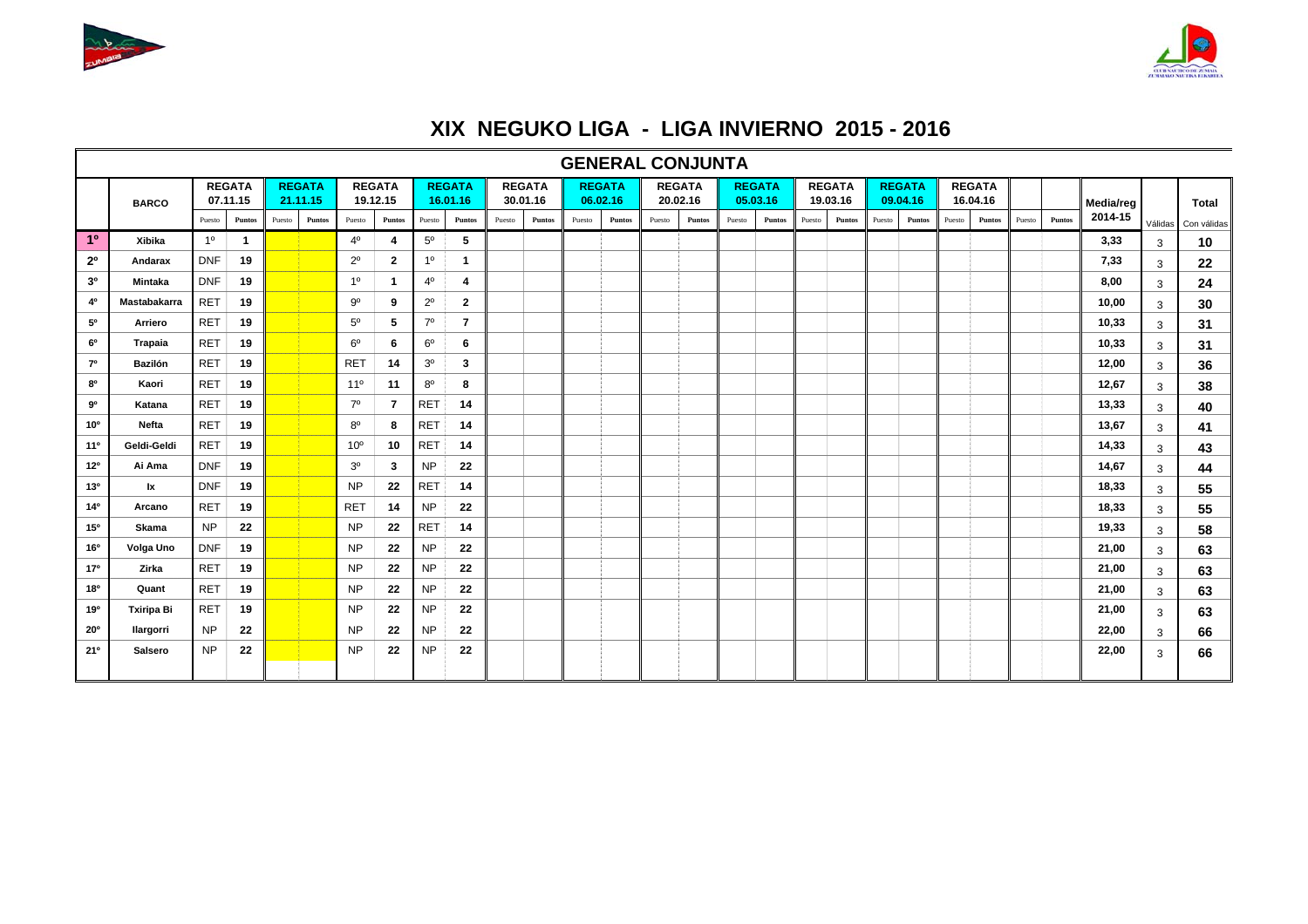# XIX NEGUKO LIGA - LIGA INVIERNO 2015 - 2016

## GENERAL CONJUNTA

| | BARCO | REGATA 07.11.15 | | REGATA 21.11.15 | | REGATA 19.12.15 | | REGATA 16.01.16 | | REGATA 30.01.16 | | REGATA 06.02.16 | | REGATA 20.02.16 | | REGATA 05.03.16 | | REGATA 19.03.16 | | REGATA 09.04.16 | | REGATA 16.04.16 | | | | Media/reg 2014-15 | Válidas | Total Con válidas |
|---|---|---|---|---|---|---|---|---|---|---|---|---|---|---|---|---|---|---|---|---|---|---|---|---|---|---|---|---|
| | | Puesto | Puntos | Puesto | Puntos | Puesto | Puntos | Puesto | Puntos | Puesto | Puntos | Puesto | Puntos | Puesto | Puntos | Puesto | Puntos | Puesto | Puntos | Puesto | Puntos | Puesto | Puntos | Puesto | Puntos | | | |
| 1º | Xibika | 1º | 1 | | | 4º | 4 | 5º | 5 | | | | | | | | | | | | | | | | | 3,33 | 3 | 10 |
| 2º | Andarax | DNF | 19 | | | 2º | 2 | 1º | 1 | | | | | | | | | | | | | | | | | 7,33 | 3 | 22 |
| 3º | Mintaka | DNF | 19 | | | 1º | 1 | 4º | 4 | | | | | | | | | | | | | | | | | 8,00 | 3 | 24 |
| 4º | Mastabakarra | RET | 19 | | | 9º | 9 | 2º | 2 | | | | | | | | | | | | | | | | | 10,00 | 3 | 30 |
| 5º | Arriero | RET | 19 | | | 5º | 5 | 7º | 7 | | | | | | | | | | | | | | | | | 10,33 | 3 | 31 |
| 6º | Trapaia | RET | 19 | | | 6º | 6 | 6º | 6 | | | | | | | | | | | | | | | | | 10,33 | 3 | 31 |
| 7º | Bazilón | RET | 19 | | | RET | 14 | 3º | 3 | | | | | | | | | | | | | | | | | 12,00 | 3 | 36 |
| 8º | Kaori | RET | 19 | | | 11º | 11 | 8º | 8 | | | | | | | | | | | | | | | | | 12,67 | 3 | 38 |
| 9º | Katana | RET | 19 | | | 7º | 7 | RET | 14 | | | | | | | | | | | | | | | | | 13,33 | 3 | 40 |
| 10º | Nefta | RET | 19 | | | 8º | 8 | RET | 14 | | | | | | | | | | | | | | | | | 13,67 | 3 | 41 |
| 11º | Geldi-Geldi | RET | 19 | | | 10º | 10 | RET | 14 | | | | | | | | | | | | | | | | | 14,33 | 3 | 43 |
| 12º | Ai Ama | DNF | 19 | | | 3º | 3 | NP | 22 | | | | | | | | | | | | | | | | | 14,67 | 3 | 44 |
| 13º | Ix | DNF | 19 | | | NP | 22 | RET | 14 | | | | | | | | | | | | | | | | | 18,33 | 3 | 55 |
| 14º | Arcano | RET | 19 | | | RET | 14 | NP | 22 | | | | | | | | | | | | | | | | | 18,33 | 3 | 55 |
| 15º | Skama | NP | 22 | | | NP | 22 | RET | 14 | | | | | | | | | | | | | | | | | 19,33 | 3 | 58 |
| 16º | Volga Uno | DNF | 19 | | | NP | 22 | NP | 22 | | | | | | | | | | | | | | | | | 21,00 | 3 | 63 |
| 17º | Zirka | RET | 19 | | | NP | 22 | NP | 22 | | | | | | | | | | | | | | | | | 21,00 | 3 | 63 |
| 18º | Quant | RET | 19 | | | NP | 22 | NP | 22 | | | | | | | | | | | | | | | | | 21,00 | 3 | 63 |
| 19º | Txiripa Bi | RET | 19 | | | NP | 22 | NP | 22 | | | | | | | | | | | | | | | | | 21,00 | 3 | 63 |
| 20º | Ilargorri | NP | 22 | | | NP | 22 | NP | 22 | | | | | | | | | | | | | | | | | 22,00 | 3 | 66 |
| 21º | Salsero | NP | 22 | | | NP | 22 | NP | 22 | | | | | | | | | | | | | | | | | 22,00 | 3 | 66 |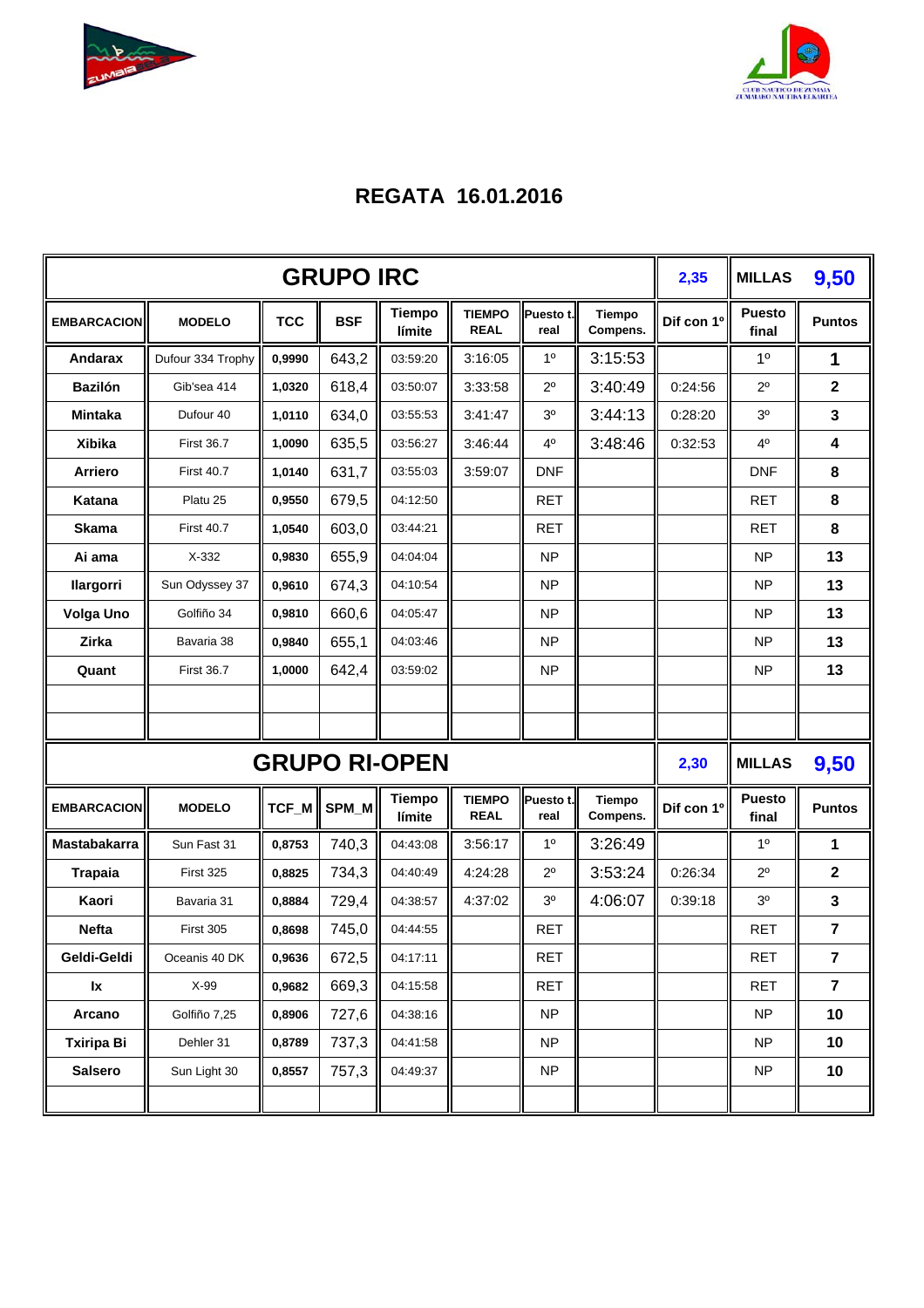## REGATA 16.01.2016

| GRUPO IRC | | | | | | | | 2,35 | MILLAS | 9,50 |
|---|---|---|---|---|---|---|---|---|---|---|
| EMBARCACION | MODELO | TCC | BSF | Tiempo límite | TIEMPO REAL | Puesto t. real | Tiempo Compens. | Dif con 1º | Puesto final | Puntos |
| Andarax | Dufour 334 Trophy | 0,9990 | 643,2 | 03:59:20 | 3:16:05 | 1º | 3:15:53 | | 1º | 1 |
| Bazilón | Gib'sea 414 | 1,0320 | 618,4 | 03:50:07 | 3:33:58 | 2º | 3:40:49 | 0:24:56 | 2º | 2 |
| Mintaka | Dufour 40 | 1,0110 | 634,0 | 03:55:53 | 3:41:47 | 3º | 3:44:13 | 0:28:20 | 3º | 3 |
| Xibika | First 36.7 | 1,0090 | 635,5 | 03:56:27 | 3:46:44 | 4º | 3:48:46 | 0:32:53 | 4º | 4 |
| Arriero | First 40.7 | 1,0140 | 631,7 | 03:55:03 | 3:59:07 | DNF | | | DNF | 8 |
| Katana | Platu 25 | 0,9550 | 679,5 | 04:12:50 | | RET | | | RET | 8 |
| Skama | First 40.7 | 1,0540 | 603,0 | 03:44:21 | | RET | | | RET | 8 |
| Ai ama | X-332 | 0,9830 | 655,9 | 04:04:04 | | NP | | | NP | 13 |
| Ilargorri | Sun Odyssey 37 | 0,9610 | 674,3 | 04:10:54 | | NP | | | NP | 13 |
| Volga Uno | Golfiño 34 | 0,9810 | 660,6 | 04:05:47 | | NP | | | NP | 13 |
| Zirka | Bavaria 38 | 0,9840 | 655,1 | 04:03:46 | | NP | | | NP | 13 |
| Quant | First 36.7 | 1,0000 | 642,4 | 03:59:02 | | NP | | | NP | 13 |
| | | | | | | | | | | |
| | | | | | | | | | | |

| GRUPO RI-OPEN | | | | | | | | 2,30 | MILLAS | 9,50 |
|---|---|---|---|---|---|---|---|---|---|---|
| EMBARCACION | MODELO | TCF_M | SPM_M | Tiempo límite | TIEMPO REAL | Puesto t. real | Tiempo Compens. | Dif con 1º | Puesto final | Puntos |
| Mastabakarra | Sun Fast 31 | 0,8753 | 740,3 | 04:43:08 | 3:56:17 | 1º | 3:26:49 | | 1º | 1 |
| Trapaia | First 325 | 0,8825 | 734,3 | 04:40:49 | 4:24:28 | 2º | 3:53:24 | 0:26:34 | 2º | 2 |
| Kaori | Bavaria 31 | 0,8884 | 729,4 | 04:38:57 | 4:37:02 | 3º | 4:06:07 | 0:39:18 | 3º | 3 |
| Nefta | First 305 | 0,8698 | 745,0 | 04:44:55 | | RET | | | RET | 7 |
| Geldi-Geldi | Oceanis 40 DK | 0,9636 | 672,5 | 04:17:11 | | RET | | | RET | 7 |
| Ix | X-99 | 0,9682 | 669,3 | 04:15:58 | | RET | | | RET | 7 |
| Arcano | Golfiño 7,25 | 0,8906 | 727,6 | 04:38:16 | | NP | | | NP | 10 |
| Txiripa Bi | Dehler 31 | 0,8789 | 737,3 | 04:41:58 | | NP | | | NP | 10 |
| Salsero | Sun Light 30 | 0,8557 | 757,3 | 04:49:37 | | NP | | | NP | 10 |
| | | | | | | | | | | |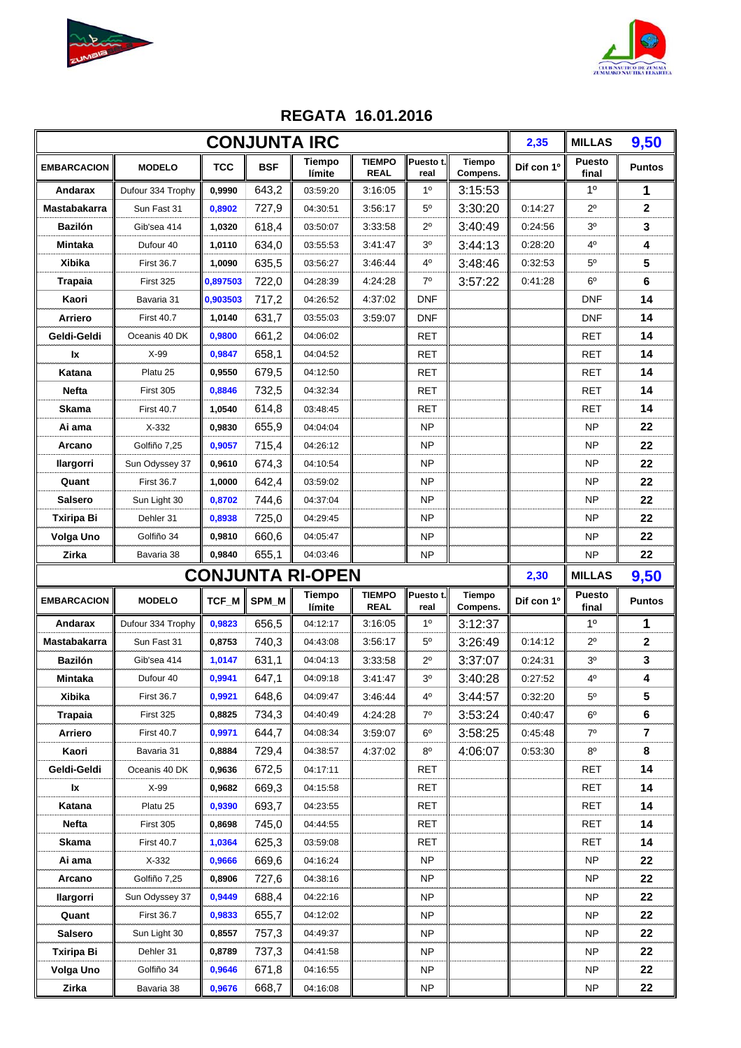# REGATA 16.01.2016

| CONJUNTA IRC | | | | | | | | 2,35 | MILLAS | 9,50 |
|---|---|---|---|---|---|---|---|---|---|---|
| EMBARCACION | MODELO | TCC | BSF | Tiempo límite | TIEMPO REAL | Puesto t. real | Tiempo Compens. | Dif con 1º | Puesto final | Puntos |
| Andarax | Dufour 334 Trophy | 0,9990 | 643,2 | 03:59:20 | 3:16:05 | 1º | 3:15:53 | | 1º | 1 |
| Mastabakarra | Sun Fast 31 | 0,8902 | 727,9 | 04:30:51 | 3:56:17 | 5º | 3:30:20 | 0:14:27 | 2º | 2 |
| Bazilón | Gib'sea 414 | 1,0320 | 618,4 | 03:50:07 | 3:33:58 | 2º | 3:40:49 | 0:24:56 | 3º | 3 |
| Mintaka | Dufour 40 | 1,0110 | 634,0 | 03:55:53 | 3:41:47 | 3º | 3:44:13 | 0:28:20 | 4º | 4 |
| Xibika | First 36.7 | 1,0090 | 635,5 | 03:56:27 | 3:46:44 | 4º | 3:48:46 | 0:32:53 | 5º | 5 |
| Trapaia | First 325 | 0,897503 | 722,0 | 04:28:39 | 4:24:28 | 7º | 3:57:22 | 0:41:28 | 6º | 6 |
| Kaori | Bavaria 31 | 0,903503 | 717,2 | 04:26:52 | 4:37:02 | DNF | | | DNF | 14 |
| Arriero | First 40.7 | 1,0140 | 631,7 | 03:55:03 | 3:59:07 | DNF | | | DNF | 14 |
| Geldi-Geldi | Oceanis 40 DK | 0,9800 | 661,2 | 04:06:02 | | RET | | | RET | 14 |
| Ix | X-99 | 0,9847 | 658,1 | 04:04:52 | | RET | | | RET | 14 |
| Katana | Platu 25 | 0,9550 | 679,5 | 04:12:50 | | RET | | | RET | 14 |
| Nefta | First 305 | 0,8846 | 732,5 | 04:32:34 | | RET | | | RET | 14 |
| Skama | First 40.7 | 1,0540 | 614,8 | 03:48:45 | | RET | | | RET | 14 |
| Ai ama | X-332 | 0,9830 | 655,9 | 04:04:04 | | NP | | | NP | 22 |
| Arcano | Golfiño 7,25 | 0,9057 | 715,4 | 04:26:12 | | NP | | | NP | 22 |
| Ilargorri | Sun Odyssey 37 | 0,9610 | 674,3 | 04:10:54 | | NP | | | NP | 22 |
| Quant | First 36.7 | 1,0000 | 642,4 | 03:59:02 | | NP | | | NP | 22 |
| Salsero | Sun Light 30 | 0,8702 | 744,6 | 04:37:04 | | NP | | | NP | 22 |
| Txiripa Bi | Dehler 31 | 0,8938 | 725,0 | 04:29:45 | | NP | | | NP | 22 |
| Volga Uno | Golfiño 34 | 0,9810 | 660,6 | 04:05:47 | | NP | | | NP | 22 |
| Zirka | Bavaria 38 | 0,9840 | 655,1 | 04:03:46 | | NP | | | NP | 22 |

| CONJUNTA RI-OPEN | | | | | | | | 2,30 | MILLAS | 9,50 |
|---|---|---|---|---|---|---|---|---|---|---|
| EMBARCACION | MODELO | TCF_M | SPM_M | Tiempo límite | TIEMPO REAL | Puesto t. real | Tiempo Compens. | Dif con 1º | Puesto final | Puntos |
| Andarax | Dufour 334 Trophy | 0,9823 | 656,5 | 04:12:17 | 3:16:05 | 1º | 3:12:37 | | 1º | 1 |
| Mastabakarra | Sun Fast 31 | 0,8753 | 740,3 | 04:43:08 | 3:56:17 | 5º | 3:26:49 | 0:14:12 | 2º | 2 |
| Bazilón | Gib'sea 414 | 1,0147 | 631,1 | 04:04:13 | 3:33:58 | 2º | 3:37:07 | 0:24:31 | 3º | 3 |
| Mintaka | Dufour 40 | 0,9941 | 647,1 | 04:09:18 | 3:41:47 | 3º | 3:40:28 | 0:27:52 | 4º | 4 |
| Xibika | First 36.7 | 0,9921 | 648,6 | 04:09:47 | 3:46:44 | 4º | 3:44:57 | 0:32:20 | 5º | 5 |
| Trapaia | First 325 | 0,8825 | 734,3 | 04:40:49 | 4:24:28 | 7º | 3:53:24 | 0:40:47 | 6º | 6 |
| Arriero | First 40.7 | 0,9971 | 644,7 | 04:08:34 | 3:59:07 | 6º | 3:58:25 | 0:45:48 | 7º | 7 |
| Kaori | Bavaria 31 | 0,8884 | 729,4 | 04:38:57 | 4:37:02 | 8º | 4:06:07 | 0:53:30 | 8º | 8 |
| Geldi-Geldi | Oceanis 40 DK | 0,9636 | 672,5 | 04:17:11 | | RET | | | RET | 14 |
| Ix | X-99 | 0,9682 | 669,3 | 04:15:58 | | RET | | | RET | 14 |
| Katana | Platu 25 | 0,9390 | 693,7 | 04:23:55 | | RET | | | RET | 14 |
| Nefta | First 305 | 0,8698 | 745,0 | 04:44:55 | | RET | | | RET | 14 |
| Skama | First 40.7 | 1,0364 | 625,3 | 03:59:08 | | RET | | | RET | 14 |
| Ai ama | X-332 | 0,9666 | 669,6 | 04:16:24 | | NP | | | NP | 22 |
| Arcano | Golfiño 7,25 | 0,8906 | 727,6 | 04:38:16 | | NP | | | NP | 22 |
| Ilargorri | Sun Odyssey 37 | 0,9449 | 688,4 | 04:22:16 | | NP | | | NP | 22 |
| Quant | First 36.7 | 0,9833 | 655,7 | 04:12:02 | | NP | | | NP | 22 |
| Salsero | Sun Light 30 | 0,8557 | 757,3 | 04:49:37 | | NP | | | NP | 22 |
| Txiripa Bi | Dehler 31 | 0,8789 | 737,3 | 04:41:58 | | NP | | | NP | 22 |
| Volga Uno | Golfiño 34 | 0,9646 | 671,8 | 04:16:55 | | NP | | | NP | 22 |
| Zirka | Bavaria 38 | 0,9676 | 668,7 | 04:16:08 | | NP | | | NP | 22 |